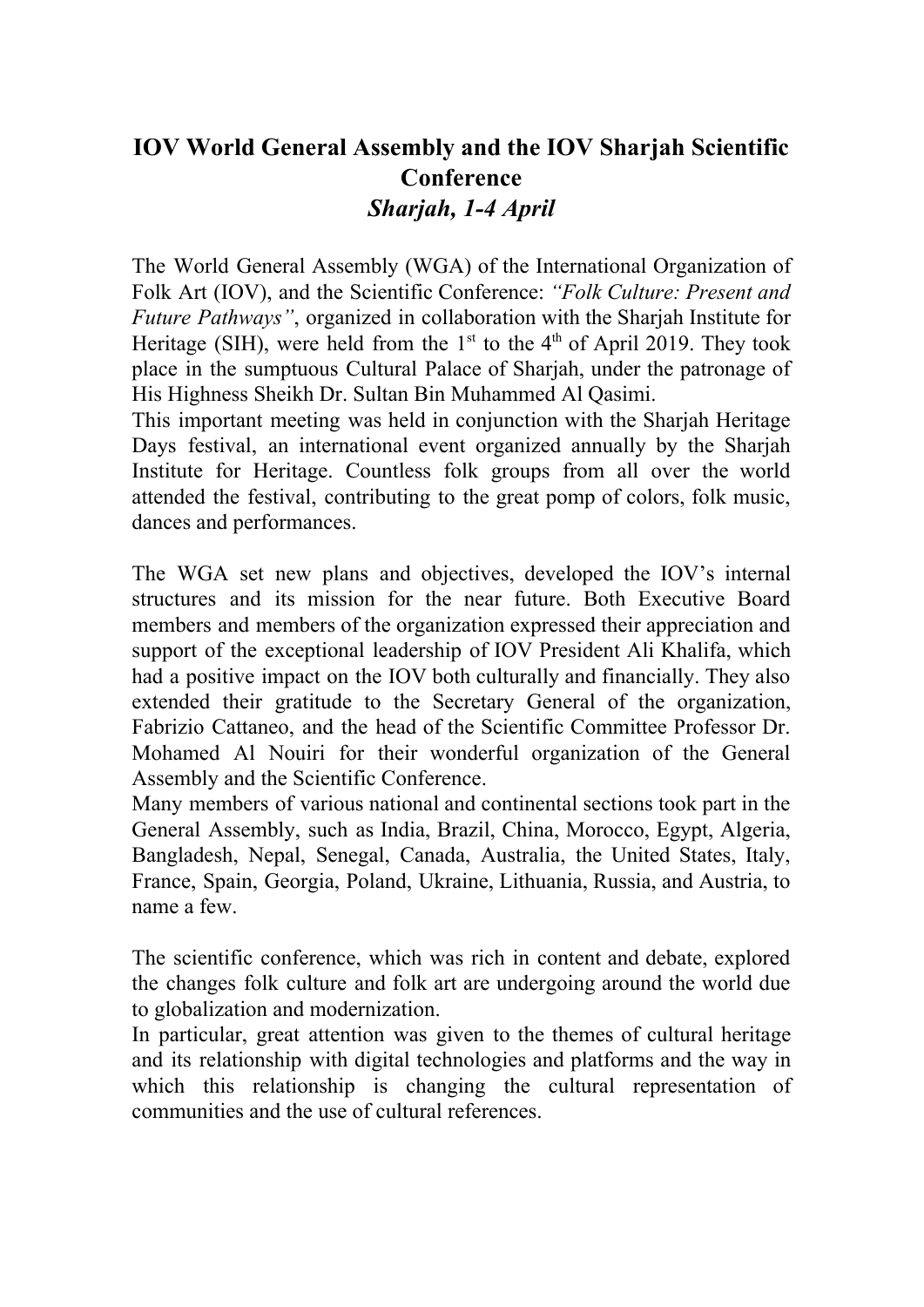# IOV World General Assembly and the IOV Sharjah Scientific Conference

## *Sharjah, 1-4 April*

The World General Assembly (WGA) of the International Organization of Folk Art (IOV), and the Scientific Conference: *"Folk Culture: Present and Future Pathways"*, organized in collaboration with the Sharjah Institute for Heritage (SIH), were held from the 1st to the 4th of April 2019. They took place in the sumptuous Cultural Palace of Sharjah, under the patronage of His Highness Sheikh Dr. Sultan Bin Muhammed Al Qasimi.
This important meeting was held in conjunction with the Sharjah Heritage Days festival, an international event organized annually by the Sharjah Institute for Heritage. Countless folk groups from all over the world attended the festival, contributing to the great pomp of colors, folk music, dances and performances.

The WGA set new plans and objectives, developed the IOV's internal structures and its mission for the near future. Both Executive Board members and members of the organization expressed their appreciation and support of the exceptional leadership of IOV President Ali Khalifa, which had a positive impact on the IOV both culturally and financially. They also extended their gratitude to the Secretary General of the organization, Fabrizio Cattaneo, and the head of the Scientific Committee Professor Dr. Mohamed Al Nouiri for their wonderful organization of the General Assembly and the Scientific Conference.
Many members of various national and continental sections took part in the General Assembly, such as India, Brazil, China, Morocco, Egypt, Algeria, Bangladesh, Nepal, Senegal, Canada, Australia, the United States, Italy, France, Spain, Georgia, Poland, Ukraine, Lithuania, Russia, and Austria, to name a few.

The scientific conference, which was rich in content and debate, explored the changes folk culture and folk art are undergoing around the world due to globalization and modernization.
In particular, great attention was given to the themes of cultural heritage and its relationship with digital technologies and platforms and the way in which this relationship is changing the cultural representation of communities and the use of cultural references.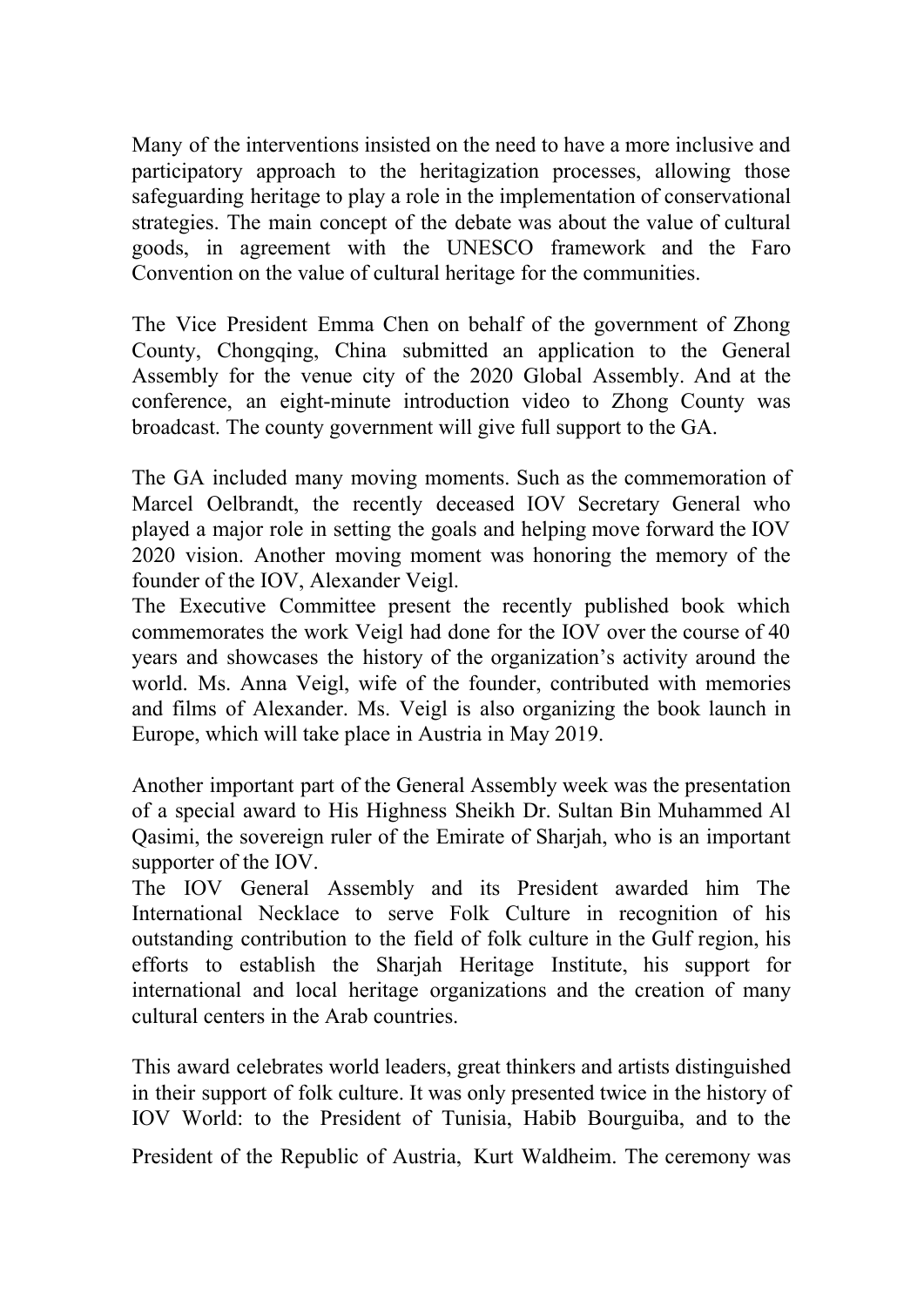Many of the interventions insisted on the need to have a more inclusive and participatory approach to the heritagization processes, allowing those safeguarding heritage to play a role in the implementation of conservational strategies. The main concept of the debate was about the value of cultural goods, in agreement with the UNESCO framework and the Faro Convention on the value of cultural heritage for the communities.

The Vice President Emma Chen on behalf of the government of Zhong County, Chongqing, China submitted an application to the General Assembly for the venue city of the 2020 Global Assembly. And at the conference, an eight-minute introduction video to Zhong County was broadcast. The county government will give full support to the GA.

The GA included many moving moments. Such as the commemoration of Marcel Oelbrandt, the recently deceased IOV Secretary General who played a major role in setting the goals and helping move forward the IOV 2020 vision. Another moving moment was honoring the memory of the founder of the IOV, Alexander Veigl.
The Executive Committee present the recently published book which commemorates the work Veigl had done for the IOV over the course of 40 years and showcases the history of the organization's activity around the world. Ms. Anna Veigl, wife of the founder, contributed with memories and films of Alexander. Ms. Veigl is also organizing the book launch in Europe, which will take place in Austria in May 2019.

Another important part of the General Assembly week was the presentation of a special award to His Highness Sheikh Dr. Sultan Bin Muhammed Al Qasimi, the sovereign ruler of the Emirate of Sharjah, who is an important supporter of the IOV.
The IOV General Assembly and its President awarded him The International Necklace to serve Folk Culture in recognition of his outstanding contribution to the field of folk culture in the Gulf region, his efforts to establish the Sharjah Heritage Institute, his support for international and local heritage organizations and the creation of many cultural centers in the Arab countries.

This award celebrates world leaders, great thinkers and artists distinguished in their support of folk culture. It was only presented twice in the history of IOV World: to the President of Tunisia, Habib Bourguiba, and to the President of the Republic of Austria, Kurt Waldheim. The ceremony was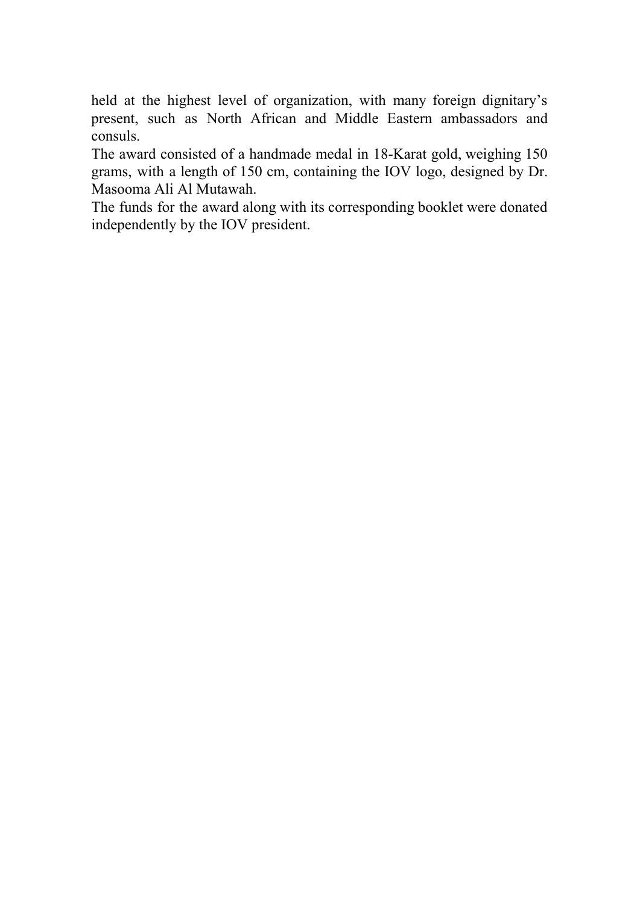held at the highest level of organization, with many foreign dignitary's present, such as North African and Middle Eastern ambassadors and consuls.

The award consisted of a handmade medal in 18-Karat gold, weighing 150 grams, with a length of 150 cm, containing the IOV logo, designed by Dr. Masooma Ali Al Mutawah.

The funds for the award along with its corresponding booklet were donated independently by the IOV president.